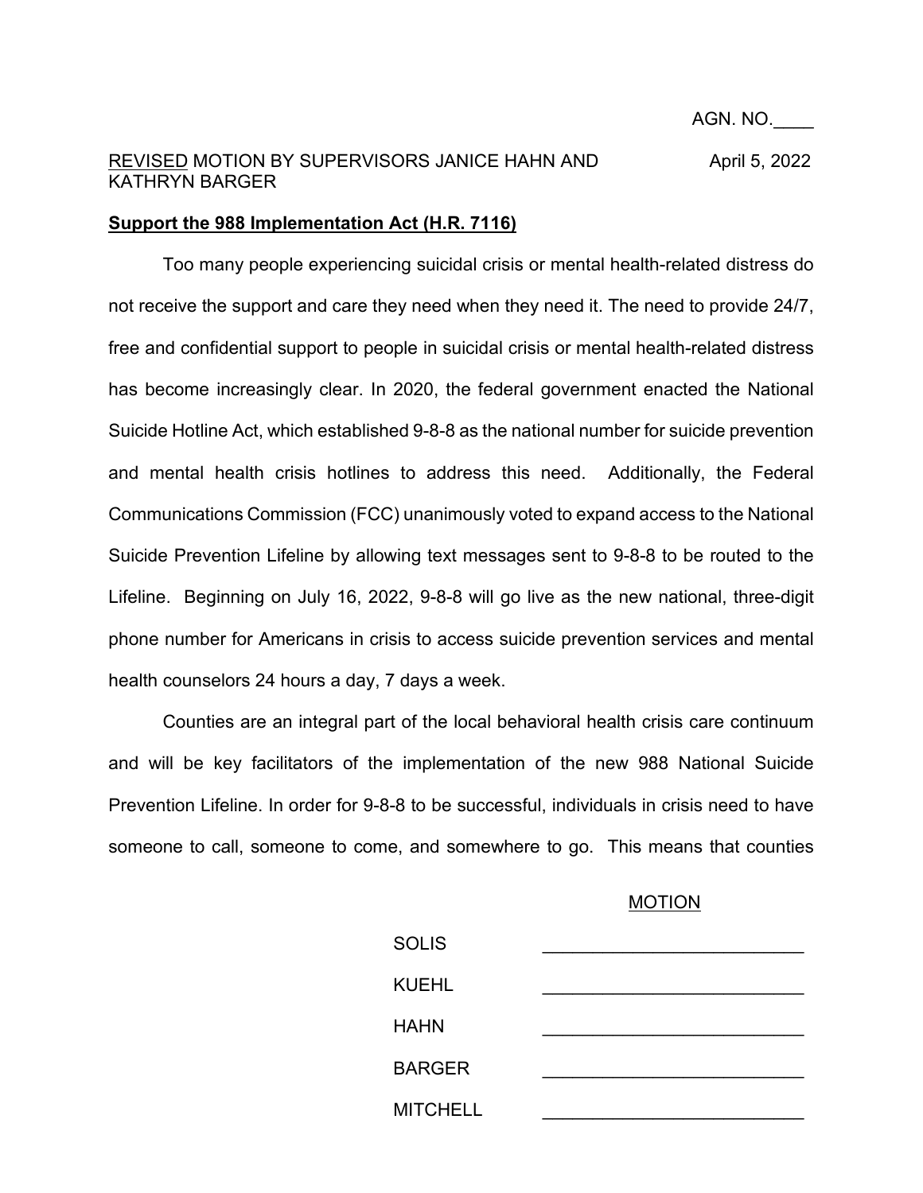AGN. NO.____

REVISED MOTION BY SUPERVISORS JANICE HAHN AND KATHRYN BARGER

April 5, 2022

**Support the 988 Implementation Act (H.R. 7116)**

Too many people experiencing suicidal crisis or mental health-related distress do not receive the support and care they need when they need it. The need to provide 24/7, free and confidential support to people in suicidal crisis or mental health-related distress has become increasingly clear. In 2020, the federal government enacted the National Suicide Hotline Act, which established 9-8-8 as the national number for suicide prevention and mental health crisis hotlines to address this need. Additionally, the Federal Communications Commission (FCC) unanimously voted to expand access to the National Suicide Prevention Lifeline by allowing text messages sent to 9-8-8 to be routed to the Lifeline. Beginning on July 16, 2022, 9-8-8 will go live as the new national, three-digit phone number for Americans in crisis to access suicide prevention services and mental health counselors 24 hours a day, 7 days a week.

Counties are an integral part of the local behavioral health crisis care continuum and will be key facilitators of the implementation of the new 988 National Suicide Prevention Lifeline. In order for 9-8-8 to be successful, individuals in crisis need to have someone to call, someone to come, and somewhere to go. This means that counties

MOTION

| | |
|---|---|
| SOLIS | \_\_\_\_\_\_\_\_\_\_\_\_\_\_\_\_\_\_\_\_\_\_\_\_\_ |
| KUEHL | \_\_\_\_\_\_\_\_\_\_\_\_\_\_\_\_\_\_\_\_\_\_\_\_\_ |
| HAHN | \_\_\_\_\_\_\_\_\_\_\_\_\_\_\_\_\_\_\_\_\_\_\_\_\_ |
| BARGER | \_\_\_\_\_\_\_\_\_\_\_\_\_\_\_\_\_\_\_\_\_\_\_\_\_ |
| MITCHELL | \_\_\_\_\_\_\_\_\_\_\_\_\_\_\_\_\_\_\_\_\_\_\_\_\_ |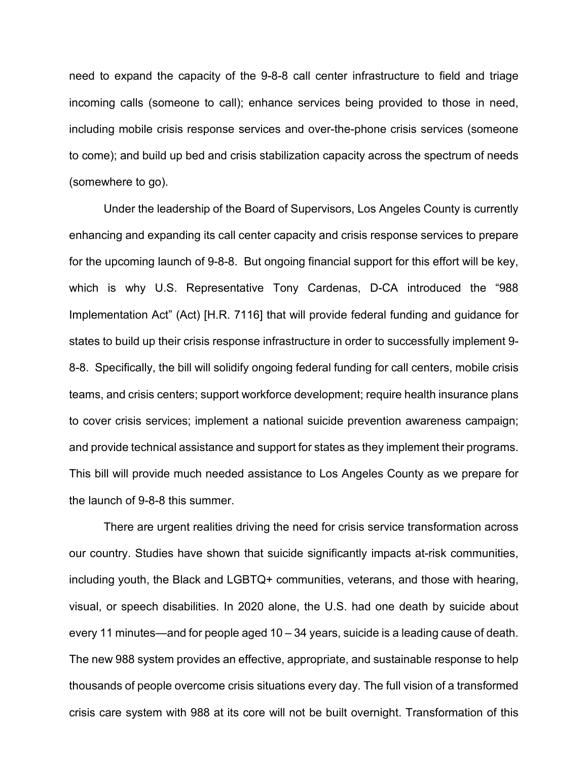need to expand the capacity of the 9-8-8 call center infrastructure to field and triage incoming calls (someone to call); enhance services being provided to those in need, including mobile crisis response services and over-the-phone crisis services (someone to come); and build up bed and crisis stabilization capacity across the spectrum of needs (somewhere to go).

Under the leadership of the Board of Supervisors, Los Angeles County is currently enhancing and expanding its call center capacity and crisis response services to prepare for the upcoming launch of 9-8-8. But ongoing financial support for this effort will be key, which is why U.S. Representative Tony Cardenas, D-CA introduced the "988 Implementation Act" (Act) [H.R. 7116] that will provide federal funding and guidance for states to build up their crisis response infrastructure in order to successfully implement 9-8-8. Specifically, the bill will solidify ongoing federal funding for call centers, mobile crisis teams, and crisis centers; support workforce development; require health insurance plans to cover crisis services; implement a national suicide prevention awareness campaign; and provide technical assistance and support for states as they implement their programs. This bill will provide much needed assistance to Los Angeles County as we prepare for the launch of 9-8-8 this summer.

There are urgent realities driving the need for crisis service transformation across our country. Studies have shown that suicide significantly impacts at-risk communities, including youth, the Black and LGBTQ+ communities, veterans, and those with hearing, visual, or speech disabilities. In 2020 alone, the U.S. had one death by suicide about every 11 minutes—and for people aged 10 – 34 years, suicide is a leading cause of death. The new 988 system provides an effective, appropriate, and sustainable response to help thousands of people overcome crisis situations every day. The full vision of a transformed crisis care system with 988 at its core will not be built overnight. Transformation of this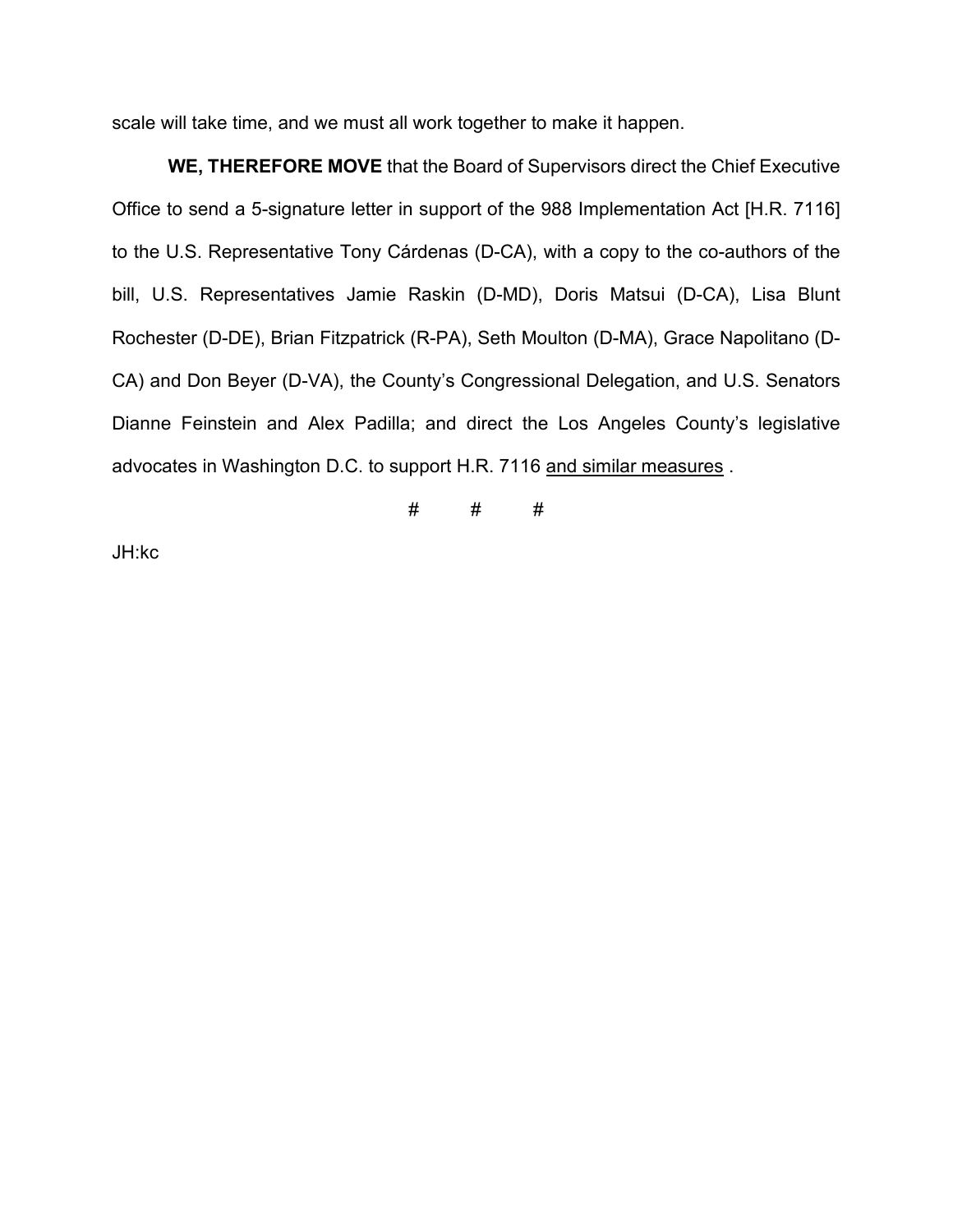scale will take time, and we must all work together to make it happen.

**WE, THEREFORE MOVE** that the Board of Supervisors direct the Chief Executive Office to send a 5-signature letter in support of the 988 Implementation Act [H.R. 7116] to the U.S. Representative Tony Cárdenas (D-CA), with a copy to the co-authors of the bill, U.S. Representatives Jamie Raskin (D-MD), Doris Matsui (D-CA), Lisa Blunt Rochester (D-DE), Brian Fitzpatrick (R-PA), Seth Moulton (D-MA), Grace Napolitano (D-CA) and Don Beyer (D-VA), the County's Congressional Delegation, and U.S. Senators Dianne Feinstein and Alex Padilla; and direct the Los Angeles County's legislative advocates in Washington D.C. to support H.R. 7116 <u>and similar measures</u> .

\# # #

JH:kc